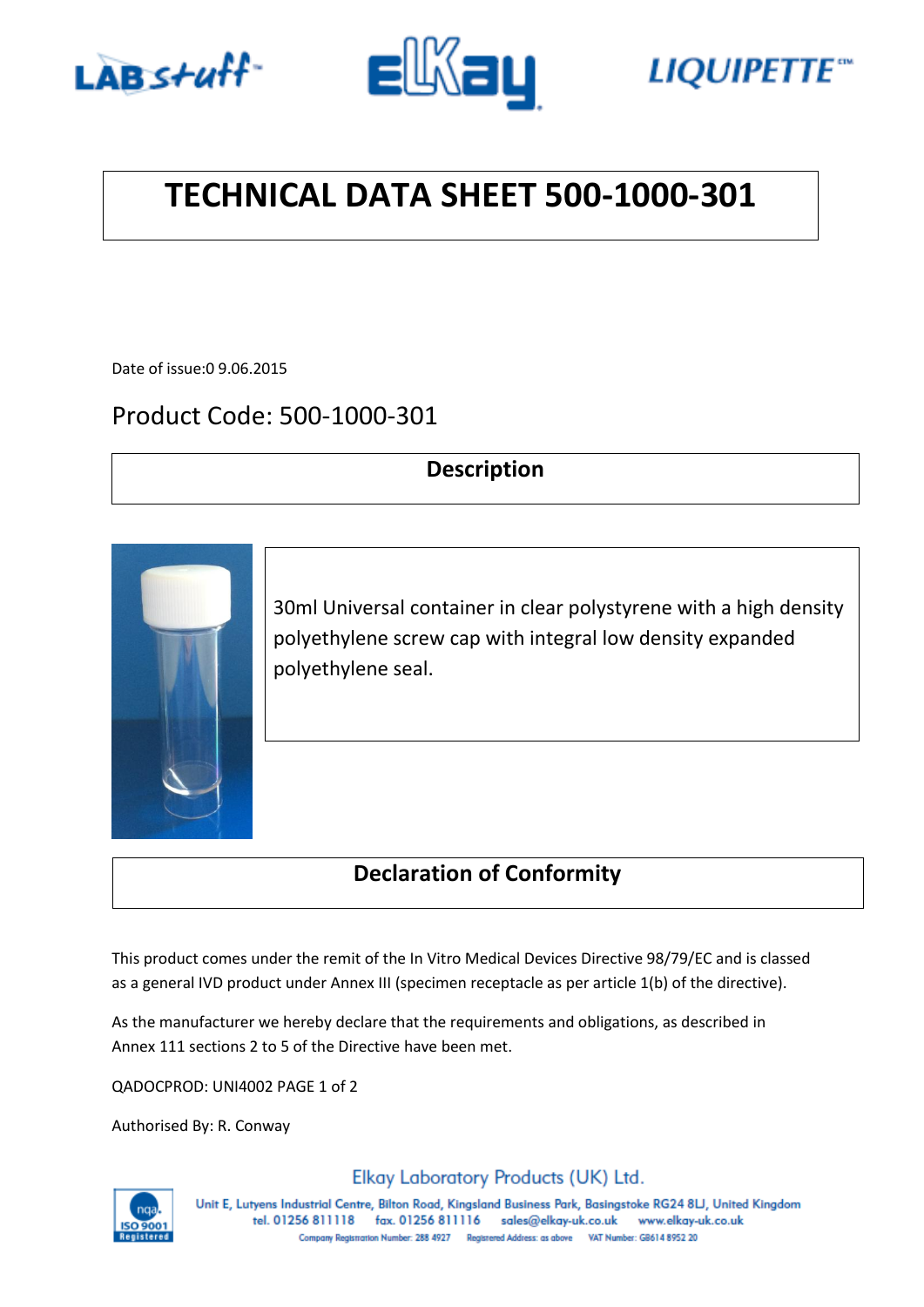# TECHNICAL DATA SHEET 500-1000-301

Date of issue:0 9.06.2015

## Product Code: 500-1000-301

### Description

30ml Universal container in clear polystyrene with a high density polyethylene screw cap with integral low density expanded polyethylene seal.

### Declaration of Conformity

This product comes under the remit of the In Vitro Medical Devices Directive 98/79/EC and is classed as a general IVD product under Annex III (specimen receptacle as per article 1(b) of the directive).

As the manufacturer we hereby declare that the requirements and obligations, as described in Annex 111 sections 2 to 5 of the Directive have been met.

QADOCPROD: UNI4002 PAGE 1 of 2

Authorised By: R. Conway

Elkay Laboratory Products (UK) Ltd.

Unit E, Lutyens Industrial Centre, Bilton Road, Kingsland Business Park, Basingstoke RG24 8LJ, United Kingdom
tel. 01256 811118 fax. 01256 811116 sales@elkay-uk.co.uk www.elkay-uk.co.uk
Company Registration Number: 288 4927 Registered Address: as above VAT Number: GB614 8952 20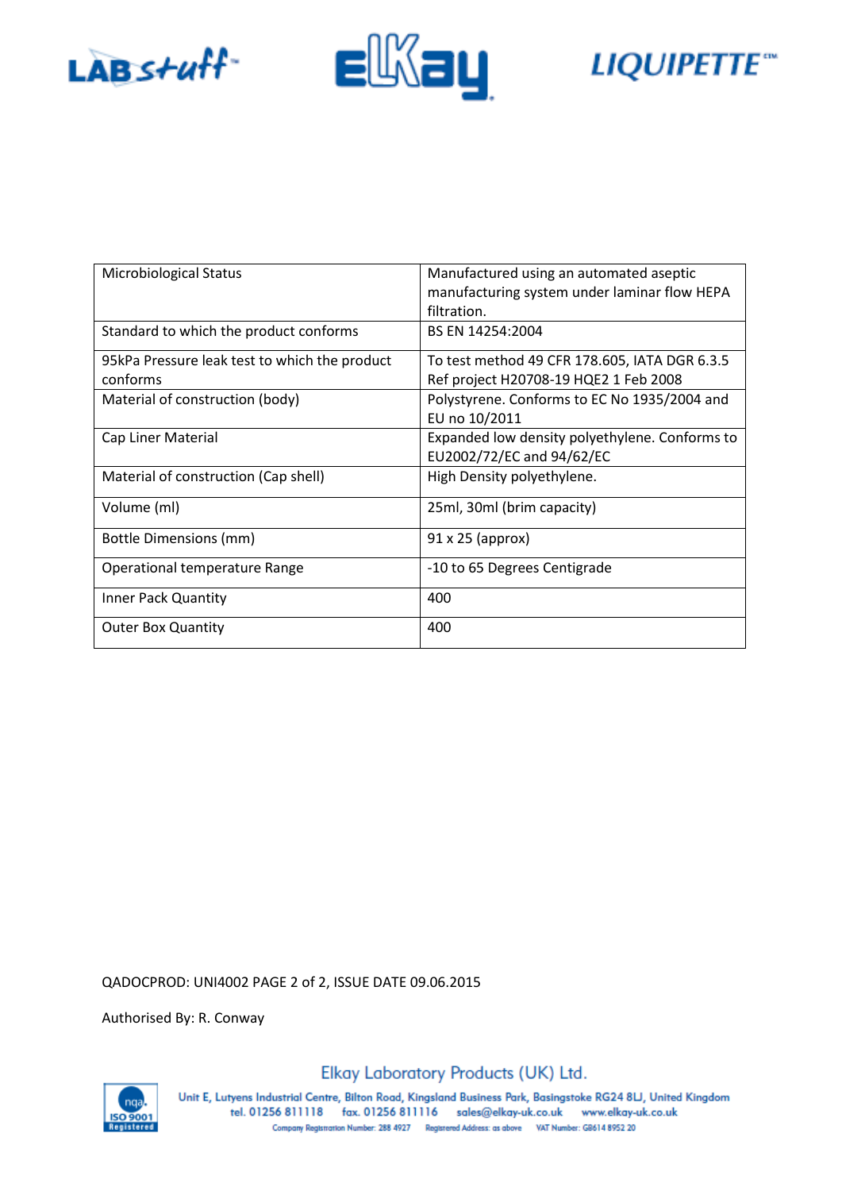| | |
|---|---|
| Microbiological Status | Manufactured using an automated aseptic manufacturing system under laminar flow HEPA filtration. |
| Standard to which the product conforms | BS EN 14254:2004 |
| 95kPa Pressure leak test to which the product conforms | To test method 49 CFR 178.605, IATA DGR 6.3.5 Ref project H20708-19 HQE2 1 Feb 2008 |
| Material of construction (body) | Polystyrene. Conforms to EC No 1935/2004 and EU no 10/2011 |
| Cap Liner Material | Expanded low density polyethylene. Conforms to EU2002/72/EC and 94/62/EC |
| Material of construction (Cap shell) | High Density polyethylene. |
| Volume (ml) | 25ml, 30ml (brim capacity) |
| Bottle Dimensions (mm) | 91 x 25 (approx) |
| Operational temperature Range | -10 to 65 Degrees Centigrade |
| Inner Pack Quantity | 400 |
| Outer Box Quantity | 400 |

QADOCPROD: UNI4002 PAGE 2 of 2, ISSUE DATE 09.06.2015

Authorised By: R. Conway

Elkay Laboratory Products (UK) Ltd.

Unit E, Lutyens Industrial Centre, Bilton Road, Kingsland Business Park, Basingstoke RG24 8LJ, United Kingdom
tel. 01256 811118 fax. 01256 811116 sales@elkay-uk.co.uk www.elkay-uk.co.uk
Company Registration Number: 288 4927 Registered Address: as above VAT Number: GB614 8952 20